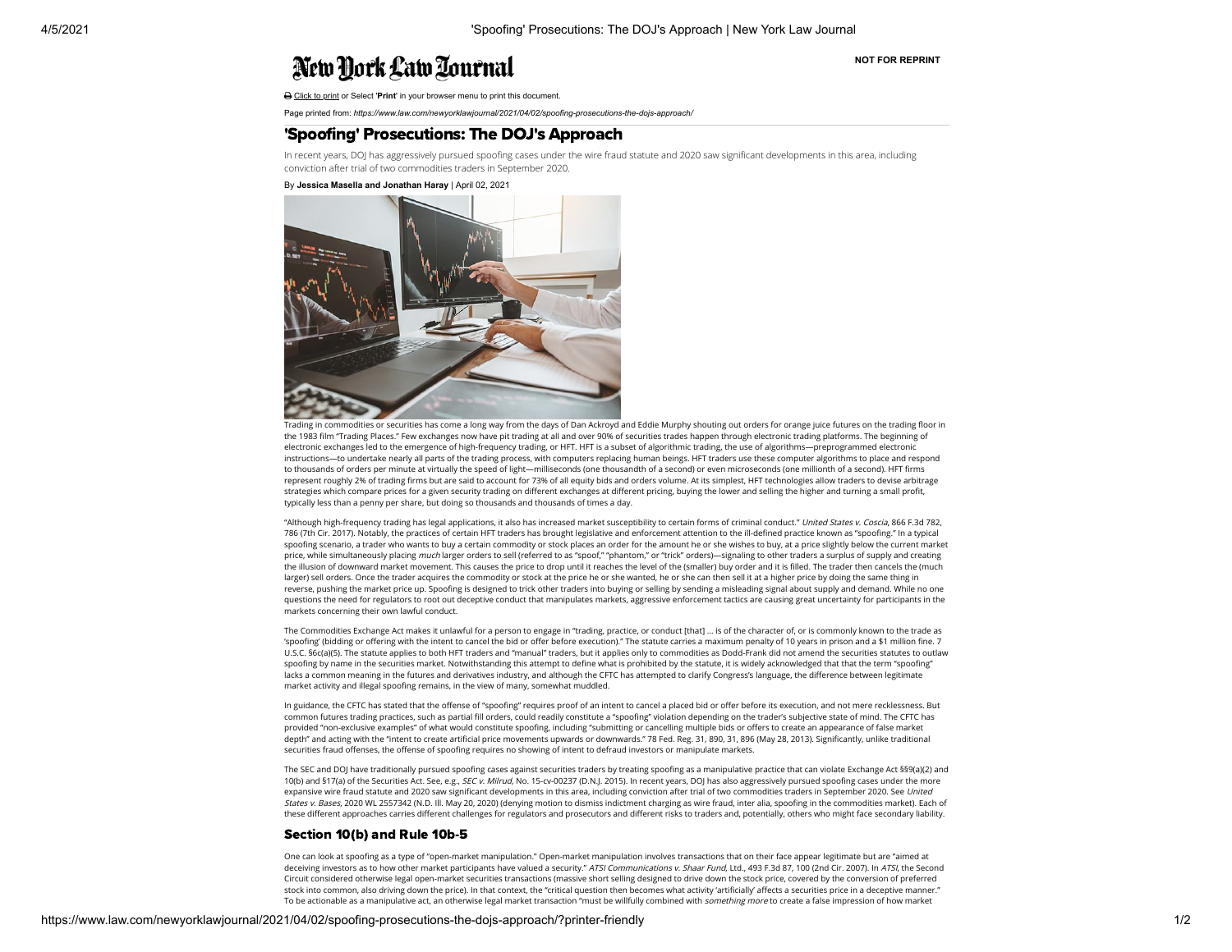# 'Spoofing' Prosecutions: The DOJ's Approach

In recent years, DOJ has aggressively pursued spoofing cases under the wire fraud statute and 2020 saw significant developments in this area, including conviction after trial of two commodities traders in September 2020.

By **Jessica Masella and Jonathan Harary** | April 02, 2021

Trading in commodities or securities has come a long way from the days of Dan Ackroyd and Eddie Murphy shouting out orders for orange juice futures on the trading floor in the 1983 film "Trading Places." Few exchanges now have pit trading at all and over 90% of securities trades happen through electronic trading platforms. The beginning of electronic exchanges led to the emergence of high-frequency trading, or HFT. HFT is a subset of algorithmic trading, the use of algorithms—preprogrammed electronic instructions—to undertake nearly all parts of the trading process, with computers replacing human beings. HFT traders use these computer algorithms to place and respond to thousands of orders per minute at virtually the speed of light—milliseconds (one thousandth of a second) or even microseconds (one millionth of a second). HFT firms represent roughly 2% of trading firms but are said to account for 73% of all equity bids and orders volume. At its simplest, HFT technologies allow traders to devise arbitrage strategies which compare prices for a given security trading on different exchanges at different pricing, buying the lower and selling the higher and turning a small profit, typically less than a penny per share, but doing so thousands and thousands of times a day.

"Although high-frequency trading has legal applications, it also has increased market susceptibility to certain forms of criminal conduct." *United States v. Coscia*, 866 F.3d 782, 786 (7th Cir. 2017). Notably, the practices of certain HFT traders has brought legislative and enforcement attention to the ill-defined practice known as "spoofing." In a typical spoofing scenario, a trader who wants to buy a certain commodity or stock places an order for the amount he or she wishes to buy, at a price slightly below the current market price, while simultaneously placing *much* larger orders to sell (referred to as "spoof," "phantom," or "trick" orders)—signaling to other traders a surplus of supply and creating the illusion of downward market movement. This causes the price to drop until it reaches the level of the (smaller) buy order and it is filled. The trader then cancels the (much larger) sell orders. Once the trader acquires the commodity or stock at the price he or she wanted, he or she can then sell it at a higher price by doing the same thing in reverse, pushing the market price up. Spoofing is designed to trick other traders into buying or selling by sending a misleading signal about supply and demand. While no one questions the need for regulators to root out deceptive conduct that manipulates markets, aggressive enforcement tactics are causing great uncertainty for participants in the markets concerning their own lawful conduct.

The Commodities Exchange Act makes it unlawful for a person to engage in "trading, practice, or conduct [that] … is of the character of, or is commonly known to the trade as 'spoofing' (bidding or offering with the intent to cancel the bid or offer before execution)." The statute carries a maximum penalty of 10 years in prison and a $1 million fine. 7 U.S.C. §6c(a)(5). The statute applies to both HFT traders and "manual" traders, but it applies only to commodities as Dodd-Frank did not amend the securities statutes to outlaw spoofing by name in the securities market. Notwithstanding this attempt to define what is prohibited by the statute, it is widely acknowledged that that the term "spoofing" lacks a common meaning in the futures and derivatives industry, and although the CFTC has attempted to clarify Congress's language, the difference between legitimate market activity and illegal spoofing remains, in the view of many, somewhat muddled.

In guidance, the CFTC has stated that the offense of "spoofing" requires proof of an intent to cancel a placed bid or offer before its execution, and not mere recklessness. But common futures trading practices, such as partial fill orders, could readily constitute a "spoofing" violation depending on the trader's subjective state of mind. The CFTC has provided "non-exclusive examples" of what would constitute spoofing, including "submitting or cancelling multiple bids or offers to create an appearance of false market depth" and acting with the "intent to create artificial price movements upwards or downwards." 78 Fed. Reg. 31, 890, 31, 896 (May 28, 2013). Significantly, unlike traditional securities fraud offenses, the offense of spoofing requires no showing of intent to defraud investors or manipulate markets.

The SEC and DOJ have traditionally pursued spoofing cases against securities traders by treating spoofing as a manipulative practice that can violate Exchange Act §§9(a)(2) and 10(b) and §17(a) of the Securities Act. See, e.g., *SEC v. Milrud*, No. 15-cv-00237 (D.N.J. 2015). In recent years, DOJ has also aggressively pursued spoofing cases under the more expansive wire fraud statute and 2020 saw significant developments in this area, including conviction after trial of two commodities traders in September 2020. See *United States v. Bases*, 2020 WL 2557342 (N.D. Ill. May 20, 2020) (denying motion to dismiss indictment charging as wire fraud, inter alia, spoofing in the commodities market). Each of these different approaches carries different challenges for regulators and prosecutors and different risks to traders and, potentially, others who might face secondary liability.

## Section 10(b) and Rule 10b-5

One can look at spoofing as a type of "open-market manipulation." Open-market manipulation involves transactions that on their face appear legitimate but are "aimed at deceiving investors as to how other market participants have valued a security." *ATSI Communications v. Shaar Fund*, Ltd., 493 F.3d 87, 100 (2nd Cir. 2007). In *ATSI*, the Second Circuit considered otherwise legal open-market securities transactions (massive short selling designed to drive down the stock price, covered by the conversion of preferred stock into common, also driving down the price). In that context, the "critical question then becomes what activity 'artificially' affects a securities price in a deceptive manner." To be actionable as a manipulative act, an otherwise legal market transaction "must be willfully combined with *something more* to create a false impression of how market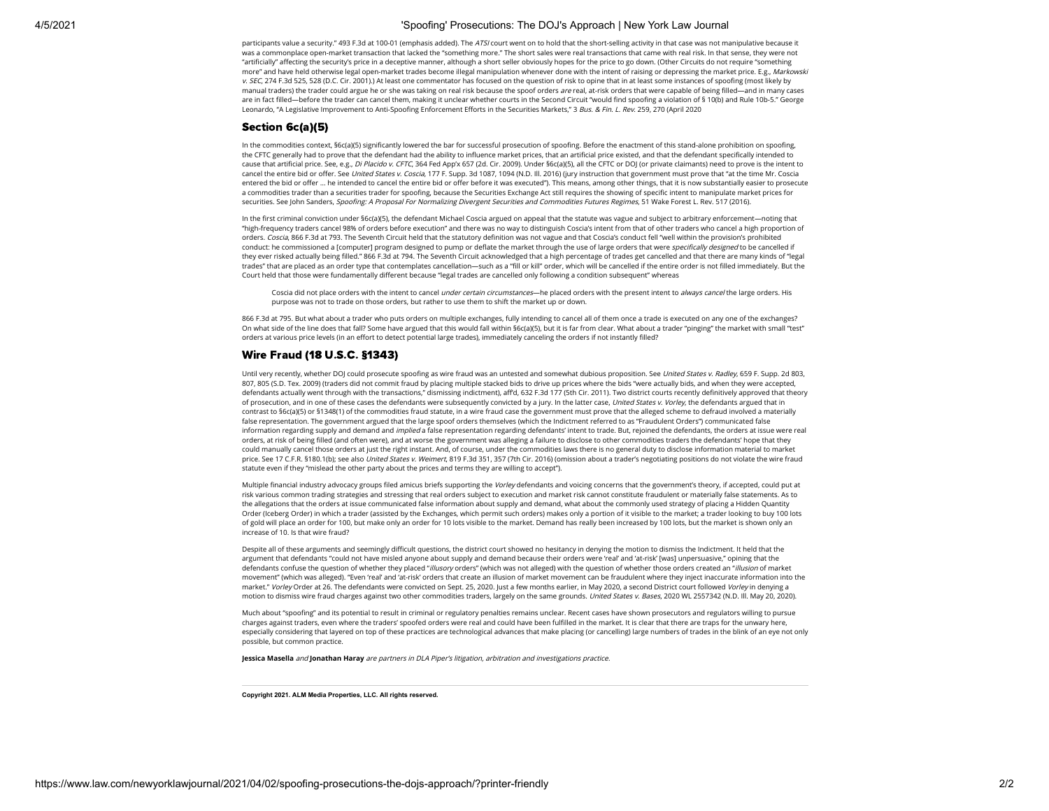participants value a security." 493 F.3d at 100-01 (emphasis added). The *ATSI* court went on to hold that the short-selling activity in that case was not manipulative because it was a commonplace open-market transaction that lacked the "something more." The short sales were real transactions that came with real risk. In that sense, they were not "artificially" affecting the security's price in a deceptive manner, although a short seller obviously hopes for the price to go down. (Other Circuits do not require "something more" and have held otherwise legal open-market trades become illegal manipulation whenever done with the intent of raising or depressing the market price. E.g., *Markowski v. SEC*, 274 F.3d 525, 528 (D.C. Cir. 2001).) At least one commentator has focused on the question of risk to opine that in at least some instances of spoofing (most likely by manual traders) the trader could argue he or she was taking on real risk because the spoof orders *are* real, at-risk orders that were capable of being filled—and in many cases are in fact filled—before the trader can cancel them, making it unclear whether courts in the Second Circuit "would find spoofing a violation of § 10(b) and Rule 10b-5." George Leonardo, "A Legislative Improvement to Anti-Spoofing Enforcement Efforts in the Securities Markets," 3 *Bus. & Fin. L. Rev.* 259, 270 (April 2020

## Section 6c(a)(5)

In the commodities context, §6c(a)(5) significantly lowered the bar for successful prosecution of spoofing. Before the enactment of this stand-alone prohibition on spoofing, the CFTC generally had to prove that the defendant had the ability to influence market prices, that an artificial price existed, and that the defendant specifically intended to cause that artificial price. See, e.g., *Di Placido v. CFTC*, 364 Fed App'x 657 (2d. Cir. 2009). Under §6c(a)(5), all the CFTC or DOJ (or private claimants) need to prove is the intent to cancel the entire bid or offer. See *United States v. Coscia*, 177 F. Supp. 3d 1087, 1094 (N.D. Ill. 2016) (jury instruction that government must prove that "at the time Mr. Coscia entered the bid or offer … he intended to cancel the entire bid or offer before it was executed"). This means, among other things, that it is now substantially easier to prosecute a commodities trader than a securities trader for spoofing, because the Securities Exchange Act still requires the showing of specific intent to manipulate market prices for securities. See John Sanders, *Spoofing: A Proposal For Normalizing Divergent Securities and Commodities Futures Regimes*, 51 Wake Forest L. Rev. 517 (2016).

In the first criminal conviction under §6c(a)(5), the defendant Michael Coscia argued on appeal that the statute was vague and subject to arbitrary enforcement—noting that "high-frequency traders cancel 98% of orders before execution" and there was no way to distinguish Coscia's intent from that of other traders who cancel a high proportion of orders. *Coscia*, 866 F.3d at 793. The Seventh Circuit held that the statutory definition was not vague and that Coscia's conduct fell "well within the provision's prohibited conduct: he commissioned a [computer] program designed to pump or deflate the market through the use of large orders that were *specifically designed* to be cancelled if they ever risked actually being filled." 866 F.3d at 794. The Seventh Circuit acknowledged that a high percentage of trades get cancelled and that there are many kinds of "legal trades" that are placed as an order type that contemplates cancellation—such as a "fill or kill" order, which will be cancelled if the entire order is not filled immediately. But the Court held that those were fundamentally different because "legal trades are cancelled only following a condition subsequent" whereas

> Coscia did not place orders with the intent to cancel *under certain circumstances*—he placed orders with the present intent to *always cancel* the large orders. His purpose was not to trade on those orders, but rather to use them to shift the market up or down.

866 F.3d at 795. But what about a trader who puts orders on multiple exchanges, fully intending to cancel all of them once a trade is executed on any one of the exchanges? On what side of the line does that fall? Some have argued that this would fall within §6c(a)(5), but it is far from clear. What about a trader "pinging" the market with small "test" orders at various price levels (in an effort to detect potential large trades), immediately canceling the orders if not instantly filled?

## Wire Fraud (18 U.S.C. §1343)

Until very recently, whether DOJ could prosecute spoofing as wire fraud was an untested and somewhat dubious proposition. See *United States v. Radley*, 659 F. Supp. 2d 803, 807, 805 (S.D. Tex. 2009) (traders did not commit fraud by placing multiple stacked bids to drive up prices where the bids "were actually bids, and when they were accepted, defendants actually went through with the transactions," dismissing indictment), aff'd, 632 F.3d 177 (5th Cir. 2011). Two district courts recently definitively approved that theory of prosecution, and in one of these cases the defendants were subsequently convicted by a jury. In the latter case, *United States v. Vorley*, the defendants argued that in contrast to §6c(a)(5) or §1348(1) of the commodities fraud statute, in a wire fraud case the government must prove that the alleged scheme to defraud involved a materially false representation. The government argued that the large spoof orders themselves (which the Indictment referred to as "Fraudulent Orders") communicated false information regarding supply and demand and *implied* a false representation regarding defendants' intent to trade. But, rejoined the defendants, the orders at issue were real orders, at risk of being filled (and often were), and at worse the government was alleging a failure to disclose to other commodities traders the defendants' hope that they could manually cancel those orders at just the right instant. And, of course, under the commodities laws there is no general duty to disclose information material to market price. See 17 C.F.R. §180.1(b); see also *United States v. Weimert*, 819 F.3d 351, 357 (7th Cir. 2016) (omission about a trader's negotiating positions do not violate the wire fraud statute even if they "mislead the other party about the prices and terms they are willing to accept").

Multiple financial industry advocacy groups filed amicus briefs supporting the *Vorley* defendants and voicing concerns that the government's theory, if accepted, could put at risk various common trading strategies and stressing that real orders subject to execution and market risk cannot constitute fraudulent or materially false statements. As to the allegations that the orders at issue communicated false information about supply and demand, what about the commonly used strategy of placing a Hidden Quantity Order (Iceberg Order) in which a trader (assisted by the Exchanges, which permit such orders) makes only a portion of it visible to the market; a trader looking to buy 100 lots of gold will place an order for 100, but make only an order for 10 lots visible to the market. Demand has really been increased by 100 lots, but the market is shown only an increase of 10. Is that wire fraud?

Despite all of these arguments and seemingly difficult questions, the district court showed no hesitancy in denying the motion to dismiss the Indictment. It held that the argument that defendants "could not have misled anyone about supply and demand because their orders were 'real' and 'at-risk' [was] unpersuasive," opining that the defendants confuse the question of whether they placed "*illusory* orders" (which was not alleged) with the question of whether those orders created an "*illusion* of market movement" (which was alleged). "Even 'real' and 'at-risk' orders that create an illusion of market movement can be fraudulent where they inject inaccurate information into the market." *Vorley* Order at 26. The defendants were convicted on Sept. 25, 2020. Just a few months earlier, in May 2020, a second District court followed *Vorley* in denying a motion to dismiss wire fraud charges against two other commodities traders, largely on the same grounds. *United States v. Bases*, 2020 WL 2557342 (N.D. Ill. May 20, 2020).

Much about "spoofing" and its potential to result in criminal or regulatory penalties remains unclear. Recent cases have shown prosecutors and regulators willing to pursue charges against traders, even where the traders' spoofed orders were real and could have been fulfilled in the market. It is clear that there are traps for the unwary here, especially considering that layered on top of these practices are technological advances that make placing (or cancelling) large numbers of trades in the blink of an eye not only possible, but common practice.

**Jessica Masella** *and* **Jonathan Haray** *are partners in DLA Piper's litigation, arbitration and investigations practice.*

**Copyright 2021. ALM Media Properties, LLC. All rights reserved.**